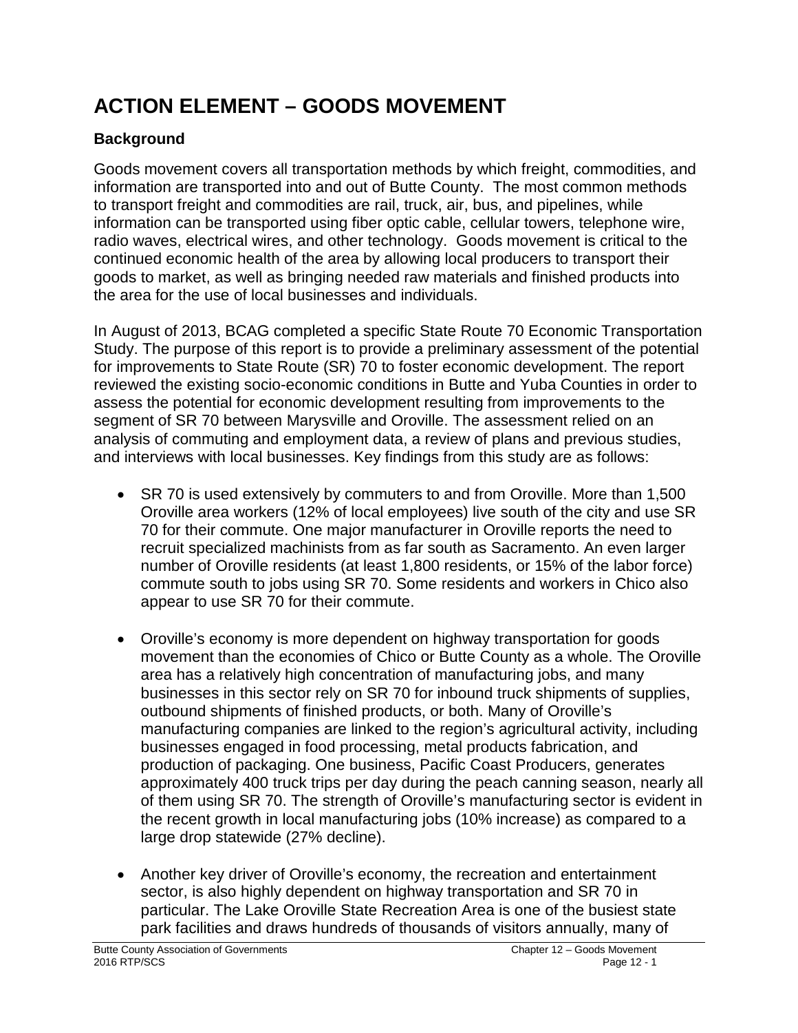# ACTION ELEMENT – GOODS MOVEMENT

## Background

Goods movement covers all transportation methods by which freight, commodities, and information are transported into and out of Butte County. The most common methods to transport freight and commodities are rail, truck, air, bus, and pipelines, while information can be transported using fiber optic cable, cellular towers, telephone wire, radio waves, electrical wires, and other technology. Goods movement is critical to the continued economic health of the area by allowing local producers to transport their goods to market, as well as bringing needed raw materials and finished products into the area for the use of local businesses and individuals.

In August of 2013, BCAG completed a specific State Route 70 Economic Transportation Study. The purpose of this report is to provide a preliminary assessment of the potential for improvements to State Route (SR) 70 to foster economic development. The report reviewed the existing socio-economic conditions in Butte and Yuba Counties in order to assess the potential for economic development resulting from improvements to the segment of SR 70 between Marysville and Oroville. The assessment relied on an analysis of commuting and employment data, a review of plans and previous studies, and interviews with local businesses. Key findings from this study are as follows:

- SR 70 is used extensively by commuters to and from Oroville. More than 1,500 Oroville area workers (12% of local employees) live south of the city and use SR 70 for their commute. One major manufacturer in Oroville reports the need to recruit specialized machinists from as far south as Sacramento. An even larger number of Oroville residents (at least 1,800 residents, or 15% of the labor force) commute south to jobs using SR 70. Some residents and workers in Chico also appear to use SR 70 for their commute.

- Oroville's economy is more dependent on highway transportation for goods movement than the economies of Chico or Butte County as a whole. The Oroville area has a relatively high concentration of manufacturing jobs, and many businesses in this sector rely on SR 70 for inbound truck shipments of supplies, outbound shipments of finished products, or both. Many of Oroville's manufacturing companies are linked to the region's agricultural activity, including businesses engaged in food processing, metal products fabrication, and production of packaging. One business, Pacific Coast Producers, generates approximately 400 truck trips per day during the peach canning season, nearly all of them using SR 70. The strength of Oroville's manufacturing sector is evident in the recent growth in local manufacturing jobs (10% increase) as compared to a large drop statewide (27% decline).

- Another key driver of Oroville's economy, the recreation and entertainment sector, is also highly dependent on highway transportation and SR 70 in particular. The Lake Oroville State Recreation Area is one of the busiest state park facilities and draws hundreds of thousands of visitors annually, many of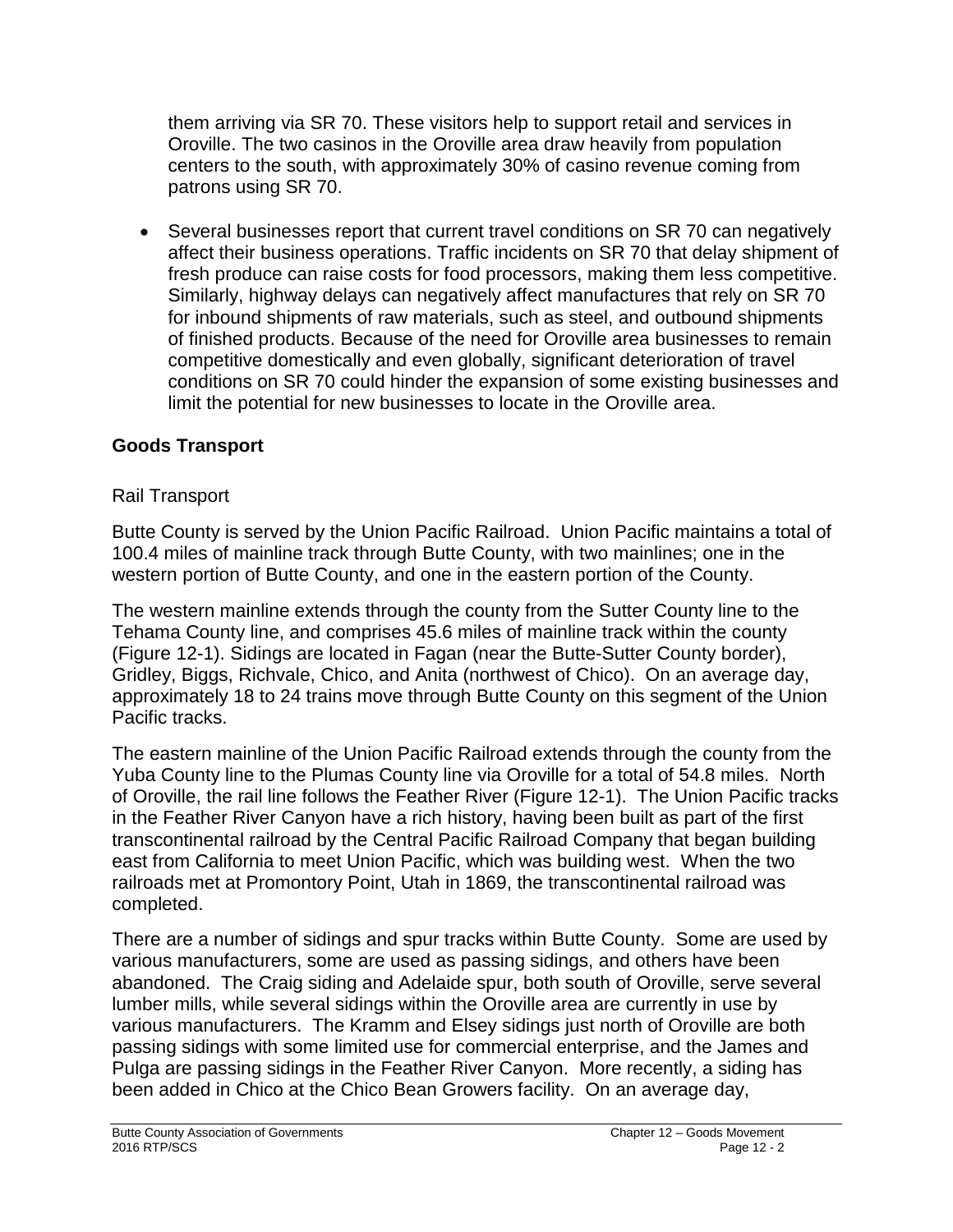them arriving via SR 70. These visitors help to support retail and services in Oroville. The two casinos in the Oroville area draw heavily from population centers to the south, with approximately 30% of casino revenue coming from patrons using SR 70.

- Several businesses report that current travel conditions on SR 70 can negatively affect their business operations. Traffic incidents on SR 70 that delay shipment of fresh produce can raise costs for food processors, making them less competitive. Similarly, highway delays can negatively affect manufactures that rely on SR 70 for inbound shipments of raw materials, such as steel, and outbound shipments of finished products. Because of the need for Oroville area businesses to remain competitive domestically and even globally, significant deterioration of travel conditions on SR 70 could hinder the expansion of some existing businesses and limit the potential for new businesses to locate in the Oroville area.

## Goods Transport

### Rail Transport

Butte County is served by the Union Pacific Railroad. Union Pacific maintains a total of 100.4 miles of mainline track through Butte County, with two mainlines; one in the western portion of Butte County, and one in the eastern portion of the County.

The western mainline extends through the county from the Sutter County line to the Tehama County line, and comprises 45.6 miles of mainline track within the county (Figure 12-1). Sidings are located in Fagan (near the Butte-Sutter County border), Gridley, Biggs, Richvale, Chico, and Anita (northwest of Chico). On an average day, approximately 18 to 24 trains move through Butte County on this segment of the Union Pacific tracks.

The eastern mainline of the Union Pacific Railroad extends through the county from the Yuba County line to the Plumas County line via Oroville for a total of 54.8 miles. North of Oroville, the rail line follows the Feather River (Figure 12-1). The Union Pacific tracks in the Feather River Canyon have a rich history, having been built as part of the first transcontinental railroad by the Central Pacific Railroad Company that began building east from California to meet Union Pacific, which was building west. When the two railroads met at Promontory Point, Utah in 1869, the transcontinental railroad was completed.

There are a number of sidings and spur tracks within Butte County. Some are used by various manufacturers, some are used as passing sidings, and others have been abandoned. The Craig siding and Adelaide spur, both south of Oroville, serve several lumber mills, while several sidings within the Oroville area are currently in use by various manufacturers. The Kramm and Elsey sidings just north of Oroville are both passing sidings with some limited use for commercial enterprise, and the James and Pulga are passing sidings in the Feather River Canyon. More recently, a siding has been added in Chico at the Chico Bean Growers facility. On an average day,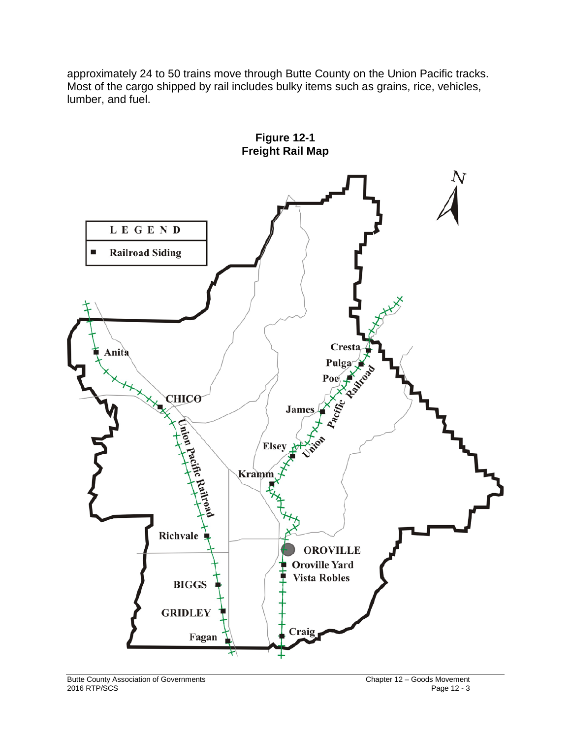approximately 24 to 50 trains move through Butte County on the Union Pacific tracks. Most of the cargo shipped by rail includes bulky items such as grains, rice, vehicles, lumber, and fuel.

**Figure 12-1**
**Freight Rail Map**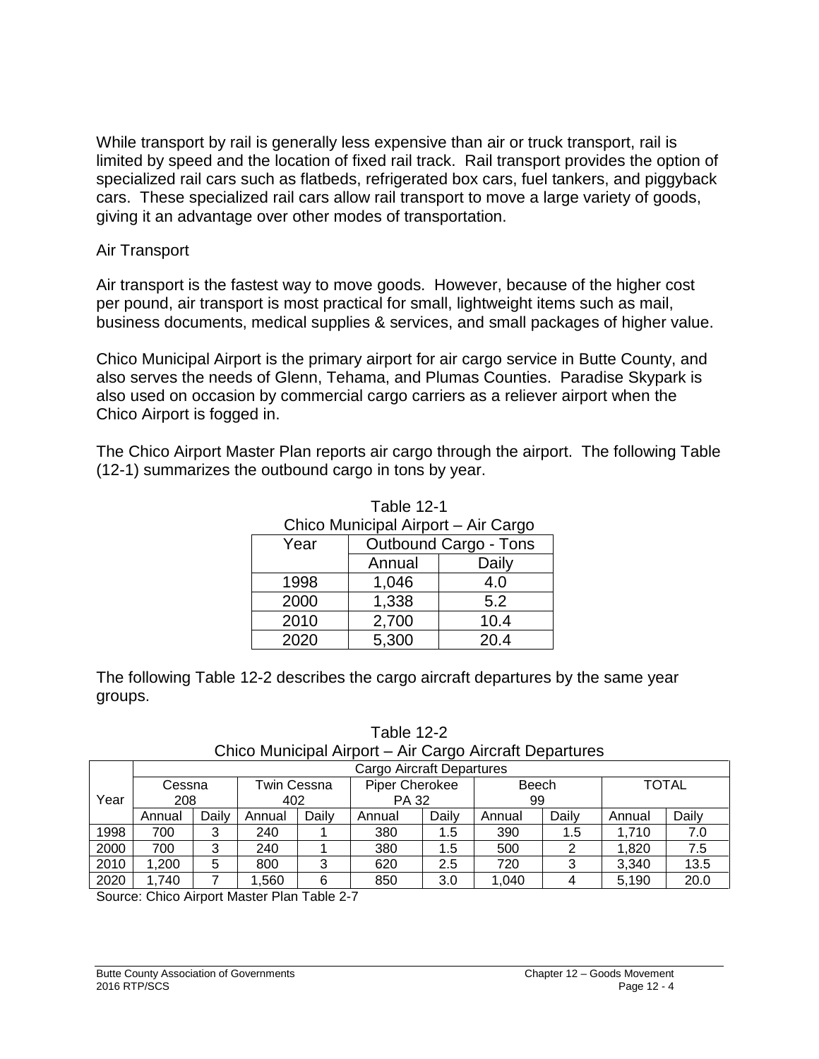While transport by rail is generally less expensive than air or truck transport, rail is limited by speed and the location of fixed rail track. Rail transport provides the option of specialized rail cars such as flatbeds, refrigerated box cars, fuel tankers, and piggyback cars. These specialized rail cars allow rail transport to move a large variety of goods, giving it an advantage over other modes of transportation.

## Air Transport

Air transport is the fastest way to move goods. However, because of the higher cost per pound, air transport is most practical for small, lightweight items such as mail, business documents, medical supplies & services, and small packages of higher value.

Chico Municipal Airport is the primary airport for air cargo service in Butte County, and also serves the needs of Glenn, Tehama, and Plumas Counties. Paradise Skypark is also used on occasion by commercial cargo carriers as a reliever airport when the Chico Airport is fogged in.

The Chico Airport Master Plan reports air cargo through the airport. The following Table (12-1) summarizes the outbound cargo in tons by year.

Table 12-1
Chico Municipal Airport – Air Cargo

| Year | Outbound Cargo - Tons | |
|---|---|---|
| | Annual | Daily |
| 1998 | 1,046 | 4.0 |
| 2000 | 1,338 | 5.2 |
| 2010 | 2,700 | 10.4 |
| 2020 | 5,300 | 20.4 |

The following Table 12-2 describes the cargo aircraft departures by the same year groups.

Table 12-2
Chico Municipal Airport – Air Cargo Aircraft Departures

| Year | Cargo Aircraft Departures | | | | | | | | | |
|---|---|---|---|---|---|---|---|---|---|---|
| | Cessna 208 | | Twin Cessna 402 | | Piper Cherokee PA 32 | | Beech 99 | | TOTAL | |
| | Annual | Daily | Annual | Daily | Annual | Daily | Annual | Daily | Annual | Daily |
| 1998 | 700 | 3 | 240 | 1 | 380 | 1.5 | 390 | 1.5 | 1,710 | 7.0 |
| 2000 | 700 | 3 | 240 | 1 | 380 | 1.5 | 500 | 2 | 1,820 | 7.5 |
| 2010 | 1,200 | 5 | 800 | 3 | 620 | 2.5 | 720 | 3 | 3,340 | 13.5 |
| 2020 | 1,740 | 7 | 1,560 | 6 | 850 | 3.0 | 1,040 | 4 | 5,190 | 20.0 |

Source: Chico Airport Master Plan Table 2-7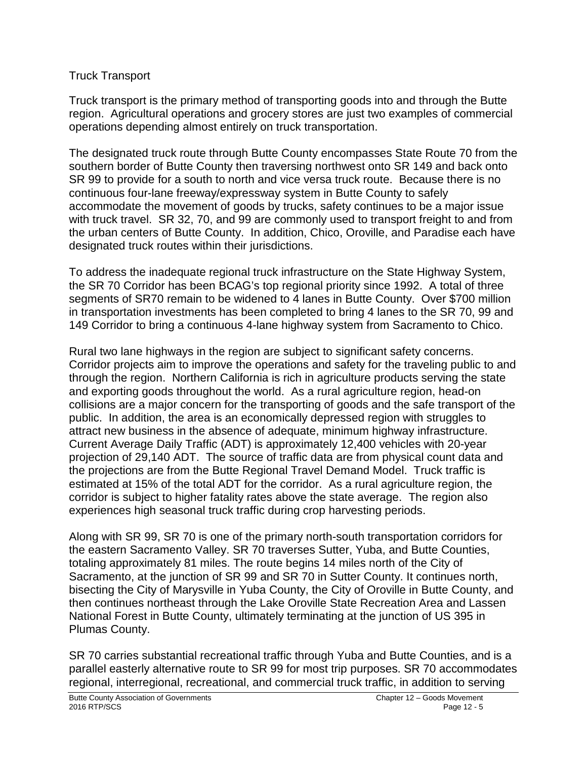## Truck Transport

Truck transport is the primary method of transporting goods into and through the Butte region. Agricultural operations and grocery stores are just two examples of commercial operations depending almost entirely on truck transportation.

The designated truck route through Butte County encompasses State Route 70 from the southern border of Butte County then traversing northwest onto SR 149 and back onto SR 99 to provide for a south to north and vice versa truck route. Because there is no continuous four-lane freeway/expressway system in Butte County to safely accommodate the movement of goods by trucks, safety continues to be a major issue with truck travel. SR 32, 70, and 99 are commonly used to transport freight to and from the urban centers of Butte County. In addition, Chico, Oroville, and Paradise each have designated truck routes within their jurisdictions.

To address the inadequate regional truck infrastructure on the State Highway System, the SR 70 Corridor has been BCAG's top regional priority since 1992. A total of three segments of SR70 remain to be widened to 4 lanes in Butte County. Over $700 million in transportation investments has been completed to bring 4 lanes to the SR 70, 99 and 149 Corridor to bring a continuous 4-lane highway system from Sacramento to Chico.

Rural two lane highways in the region are subject to significant safety concerns. Corridor projects aim to improve the operations and safety for the traveling public to and through the region. Northern California is rich in agriculture products serving the state and exporting goods throughout the world. As a rural agriculture region, head-on collisions are a major concern for the transporting of goods and the safe transport of the public. In addition, the area is an economically depressed region with struggles to attract new business in the absence of adequate, minimum highway infrastructure. Current Average Daily Traffic (ADT) is approximately 12,400 vehicles with 20-year projection of 29,140 ADT. The source of traffic data are from physical count data and the projections are from the Butte Regional Travel Demand Model. Truck traffic is estimated at 15% of the total ADT for the corridor. As a rural agriculture region, the corridor is subject to higher fatality rates above the state average. The region also experiences high seasonal truck traffic during crop harvesting periods.

Along with SR 99, SR 70 is one of the primary north-south transportation corridors for the eastern Sacramento Valley. SR 70 traverses Sutter, Yuba, and Butte Counties, totaling approximately 81 miles. The route begins 14 miles north of the City of Sacramento, at the junction of SR 99 and SR 70 in Sutter County. It continues north, bisecting the City of Marysville in Yuba County, the City of Oroville in Butte County, and then continues northeast through the Lake Oroville State Recreation Area and Lassen National Forest in Butte County, ultimately terminating at the junction of US 395 in Plumas County.

SR 70 carries substantial recreational traffic through Yuba and Butte Counties, and is a parallel easterly alternative route to SR 99 for most trip purposes. SR 70 accommodates regional, interregional, recreational, and commercial truck traffic, in addition to serving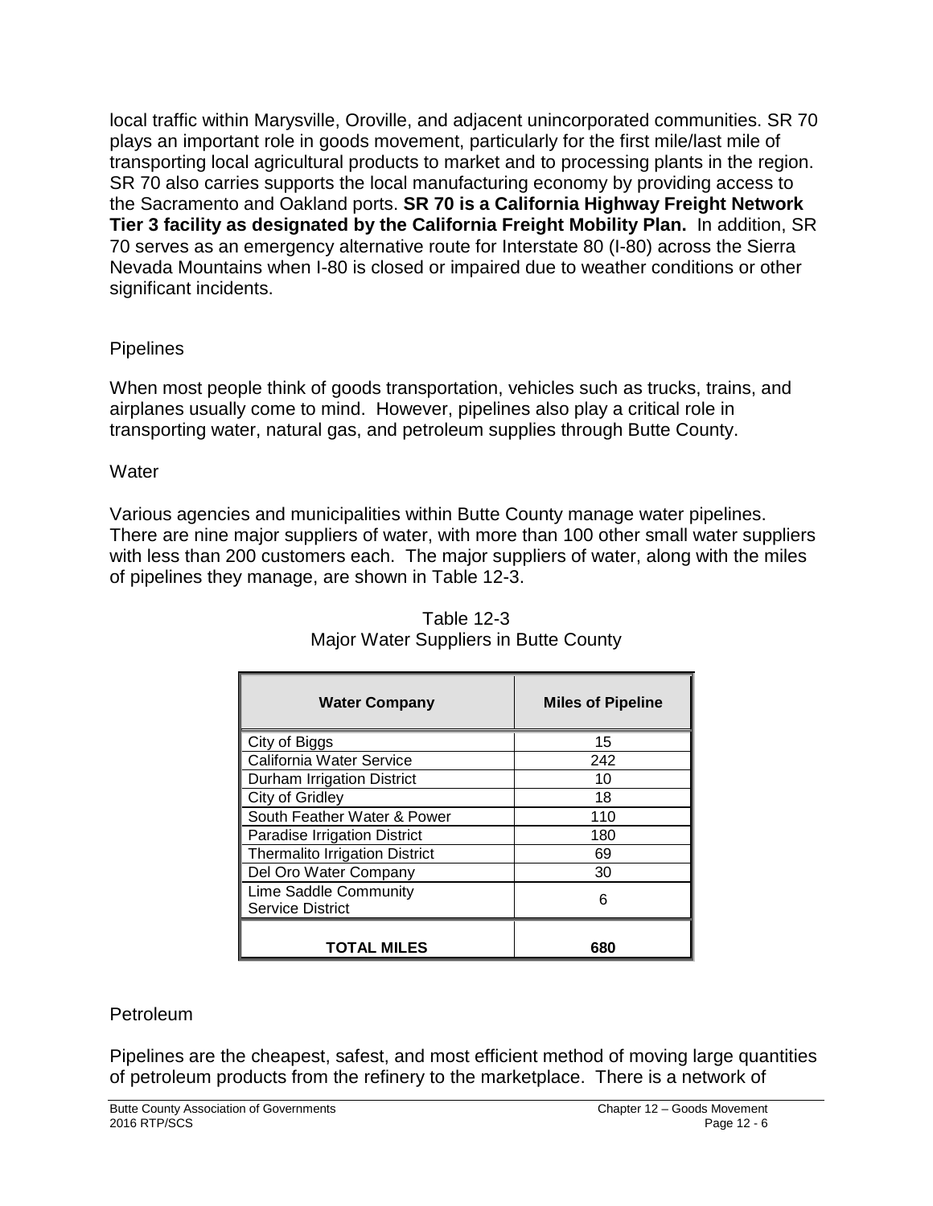local traffic within Marysville, Oroville, and adjacent unincorporated communities. SR 70 plays an important role in goods movement, particularly for the first mile/last mile of transporting local agricultural products to market and to processing plants in the region. SR 70 also carries supports the local manufacturing economy by providing access to the Sacramento and Oakland ports. **SR 70 is a California Highway Freight Network Tier 3 facility as designated by the California Freight Mobility Plan.** In addition, SR 70 serves as an emergency alternative route for Interstate 80 (I-80) across the Sierra Nevada Mountains when I-80 is closed or impaired due to weather conditions or other significant incidents.

## Pipelines

When most people think of goods transportation, vehicles such as trucks, trains, and airplanes usually come to mind. However, pipelines also play a critical role in transporting water, natural gas, and petroleum supplies through Butte County.

### Water

Various agencies and municipalities within Butte County manage water pipelines. There are nine major suppliers of water, with more than 100 other small water suppliers with less than 200 customers each. The major suppliers of water, along with the miles of pipelines they manage, are shown in Table 12-3.

Table 12-3
Major Water Suppliers in Butte County

| Water Company | Miles of Pipeline |
|---|---|
| City of Biggs | 15 |
| California Water Service | 242 |
| Durham Irrigation District | 10 |
| City of Gridley | 18 |
| South Feather Water & Power | 110 |
| Paradise Irrigation District | 180 |
| Thermalito Irrigation District | 69 |
| Del Oro Water Company | 30 |
| Lime Saddle Community Service District | 6 |
| **TOTAL MILES** | **680** |

### Petroleum

Pipelines are the cheapest, safest, and most efficient method of moving large quantities of petroleum products from the refinery to the marketplace. There is a network of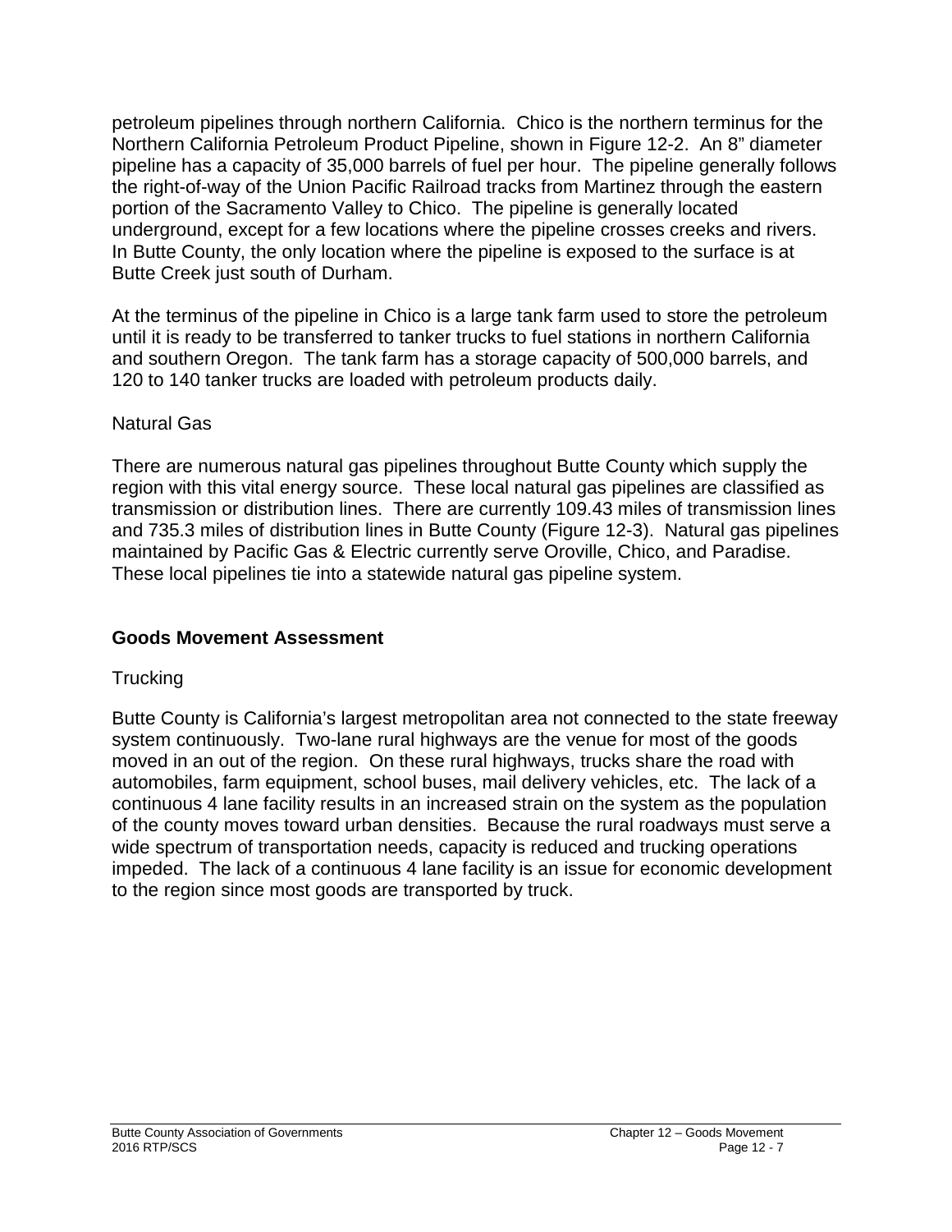petroleum pipelines through northern California. Chico is the northern terminus for the Northern California Petroleum Product Pipeline, shown in Figure 12-2. An 8" diameter pipeline has a capacity of 35,000 barrels of fuel per hour. The pipeline generally follows the right-of-way of the Union Pacific Railroad tracks from Martinez through the eastern portion of the Sacramento Valley to Chico. The pipeline is generally located underground, except for a few locations where the pipeline crosses creeks and rivers. In Butte County, the only location where the pipeline is exposed to the surface is at Butte Creek just south of Durham.

At the terminus of the pipeline in Chico is a large tank farm used to store the petroleum until it is ready to be transferred to tanker trucks to fuel stations in northern California and southern Oregon. The tank farm has a storage capacity of 500,000 barrels, and 120 to 140 tanker trucks are loaded with petroleum products daily.

### Natural Gas

There are numerous natural gas pipelines throughout Butte County which supply the region with this vital energy source. These local natural gas pipelines are classified as transmission or distribution lines. There are currently 109.43 miles of transmission lines and 735.3 miles of distribution lines in Butte County (Figure 12-3). Natural gas pipelines maintained by Pacific Gas & Electric currently serve Oroville, Chico, and Paradise. These local pipelines tie into a statewide natural gas pipeline system.

## Goods Movement Assessment

### Trucking

Butte County is California's largest metropolitan area not connected to the state freeway system continuously. Two-lane rural highways are the venue for most of the goods moved in an out of the region. On these rural highways, trucks share the road with automobiles, farm equipment, school buses, mail delivery vehicles, etc. The lack of a continuous 4 lane facility results in an increased strain on the system as the population of the county moves toward urban densities. Because the rural roadways must serve a wide spectrum of transportation needs, capacity is reduced and trucking operations impeded. The lack of a continuous 4 lane facility is an issue for economic development to the region since most goods are transported by truck.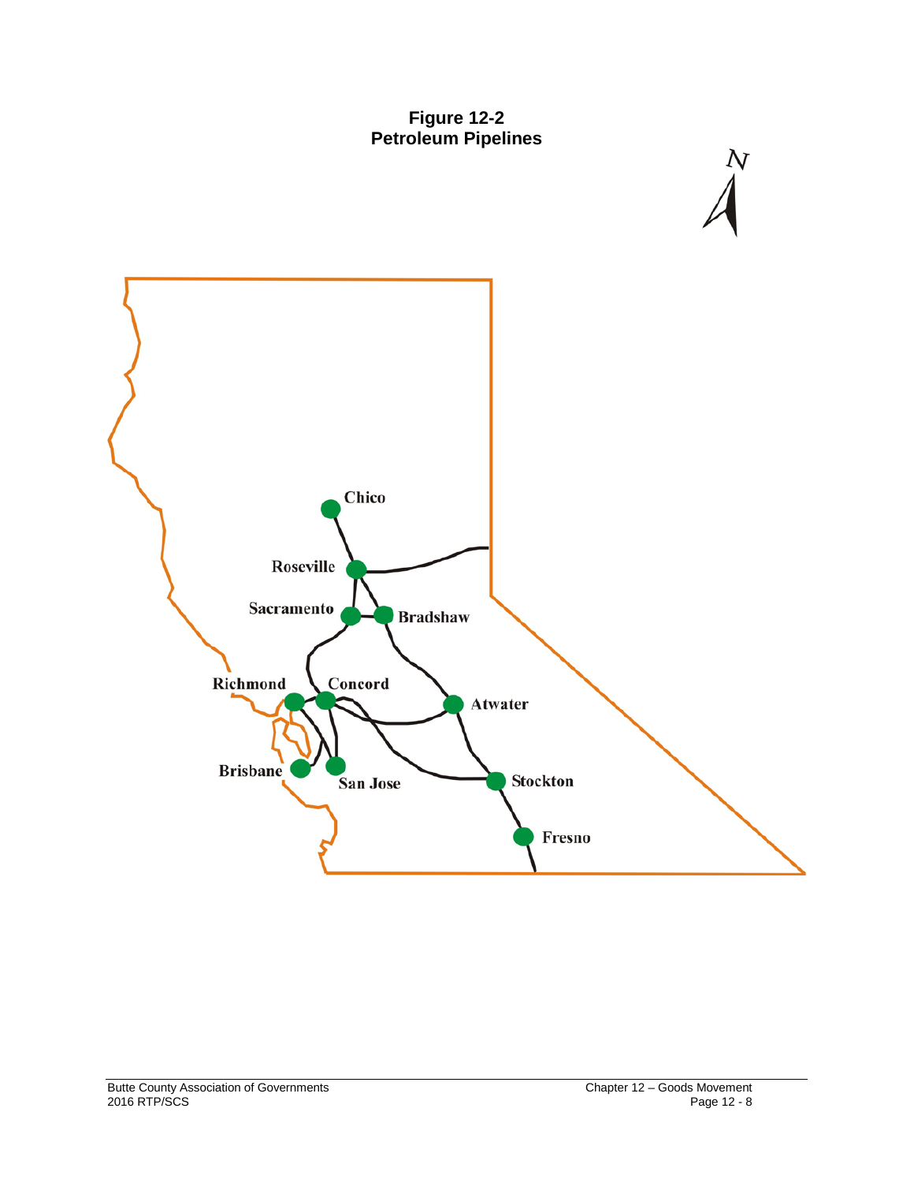**Figure 12-2**
**Petroleum Pipelines**

N

Chico

Roseville

Sacramento

Bradshaw

Richmond

Concord

Atwater

Brisbane

San Jose

Stockton

Fresno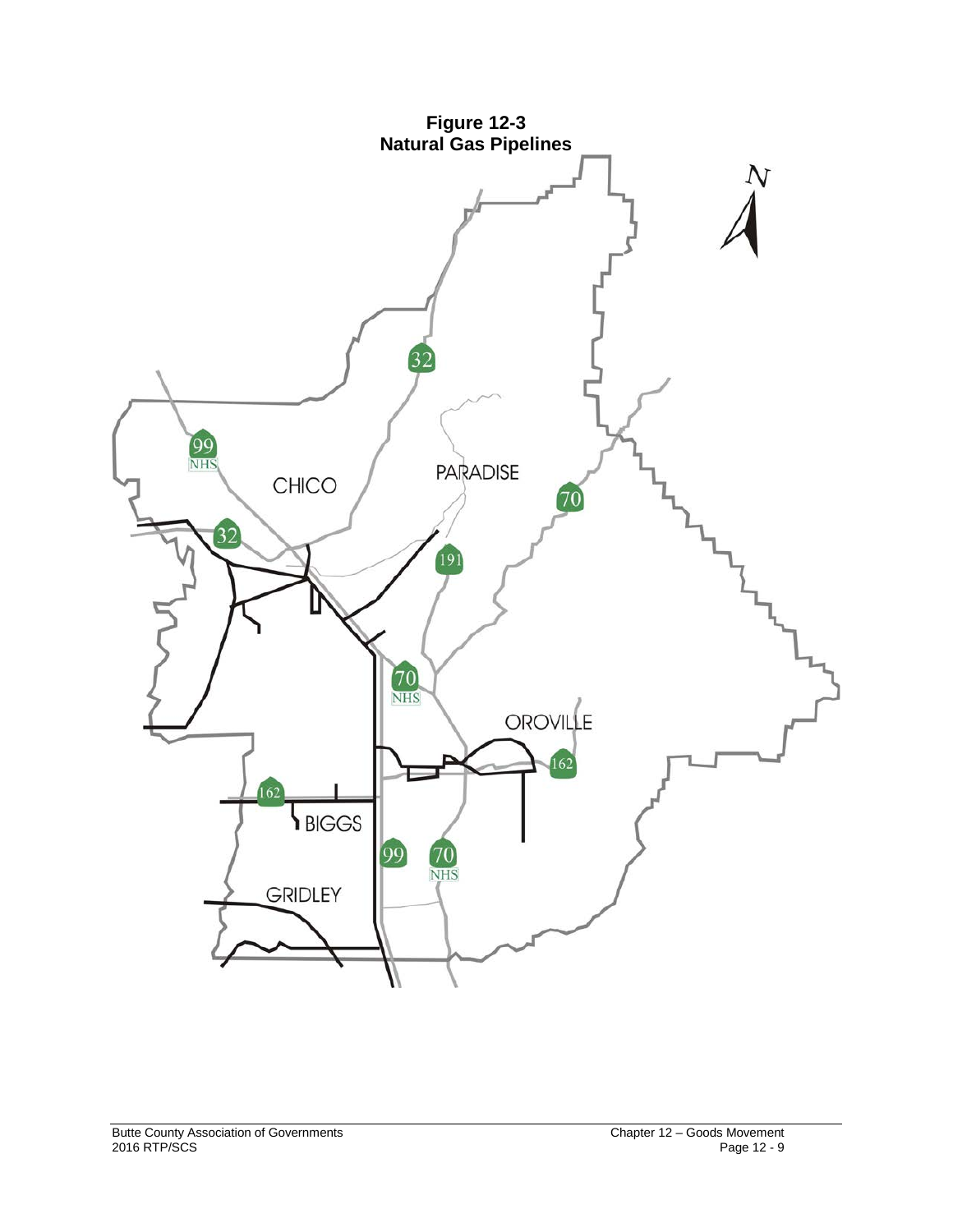**Figure 12-3**
**Natural Gas Pipelines**

N

99 NHS

32

CHICO

PARADISE

70

32

191

70 NHS

OROVILLE

162

162

BIGGS

99

70 NHS

GRIDLEY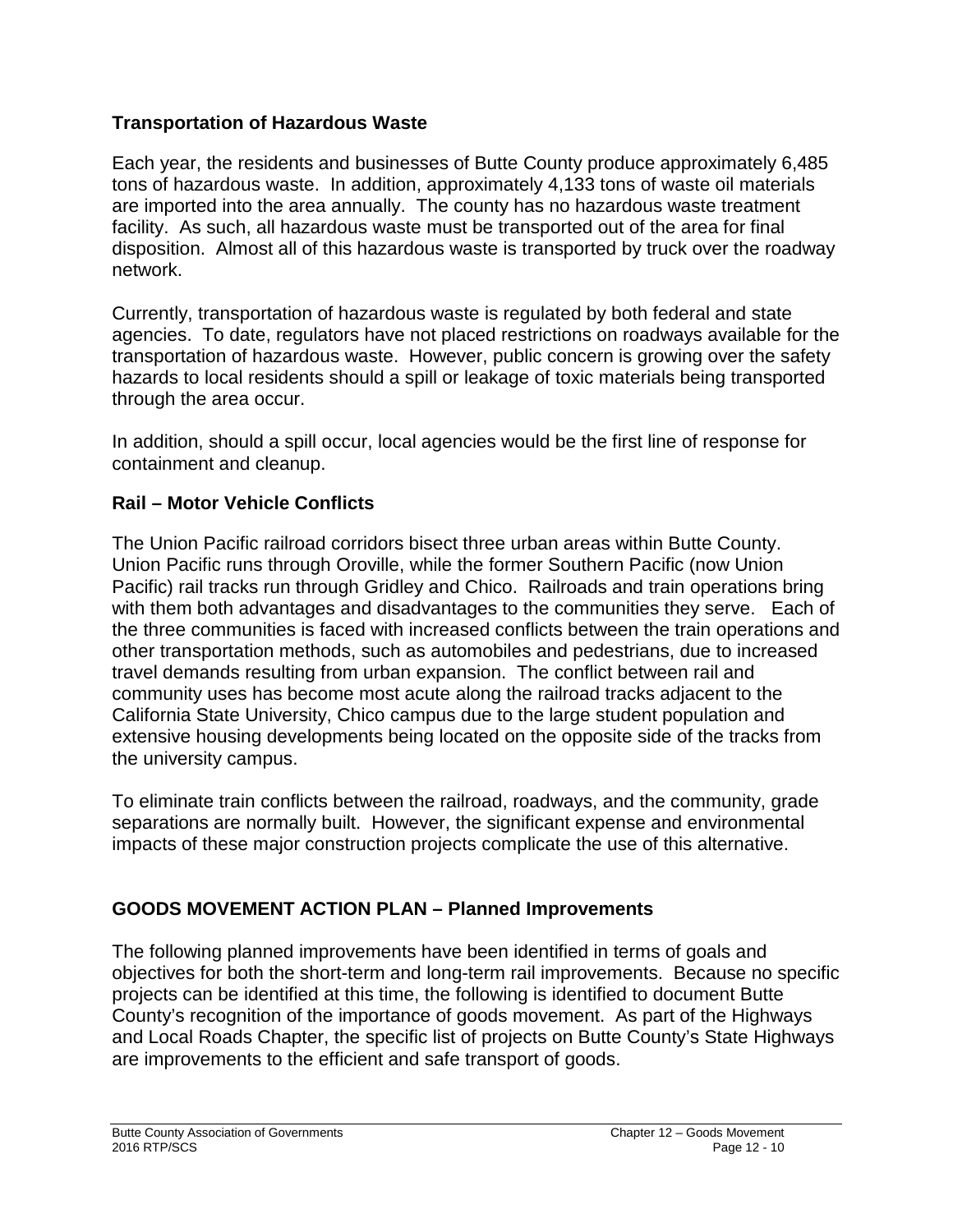### Transportation of Hazardous Waste

Each year, the residents and businesses of Butte County produce approximately 6,485 tons of hazardous waste. In addition, approximately 4,133 tons of waste oil materials are imported into the area annually. The county has no hazardous waste treatment facility. As such, all hazardous waste must be transported out of the area for final disposition. Almost all of this hazardous waste is transported by truck over the roadway network.

Currently, transportation of hazardous waste is regulated by both federal and state agencies. To date, regulators have not placed restrictions on roadways available for the transportation of hazardous waste. However, public concern is growing over the safety hazards to local residents should a spill or leakage of toxic materials being transported through the area occur.

In addition, should a spill occur, local agencies would be the first line of response for containment and cleanup.

### Rail – Motor Vehicle Conflicts

The Union Pacific railroad corridors bisect three urban areas within Butte County. Union Pacific runs through Oroville, while the former Southern Pacific (now Union Pacific) rail tracks run through Gridley and Chico. Railroads and train operations bring with them both advantages and disadvantages to the communities they serve. Each of the three communities is faced with increased conflicts between the train operations and other transportation methods, such as automobiles and pedestrians, due to increased travel demands resulting from urban expansion. The conflict between rail and community uses has become most acute along the railroad tracks adjacent to the California State University, Chico campus due to the large student population and extensive housing developments being located on the opposite side of the tracks from the university campus.

To eliminate train conflicts between the railroad, roadways, and the community, grade separations are normally built. However, the significant expense and environmental impacts of these major construction projects complicate the use of this alternative.

## GOODS MOVEMENT ACTION PLAN – Planned Improvements

The following planned improvements have been identified in terms of goals and objectives for both the short-term and long-term rail improvements. Because no specific projects can be identified at this time, the following is identified to document Butte County's recognition of the importance of goods movement. As part of the Highways and Local Roads Chapter, the specific list of projects on Butte County's State Highways are improvements to the efficient and safe transport of goods.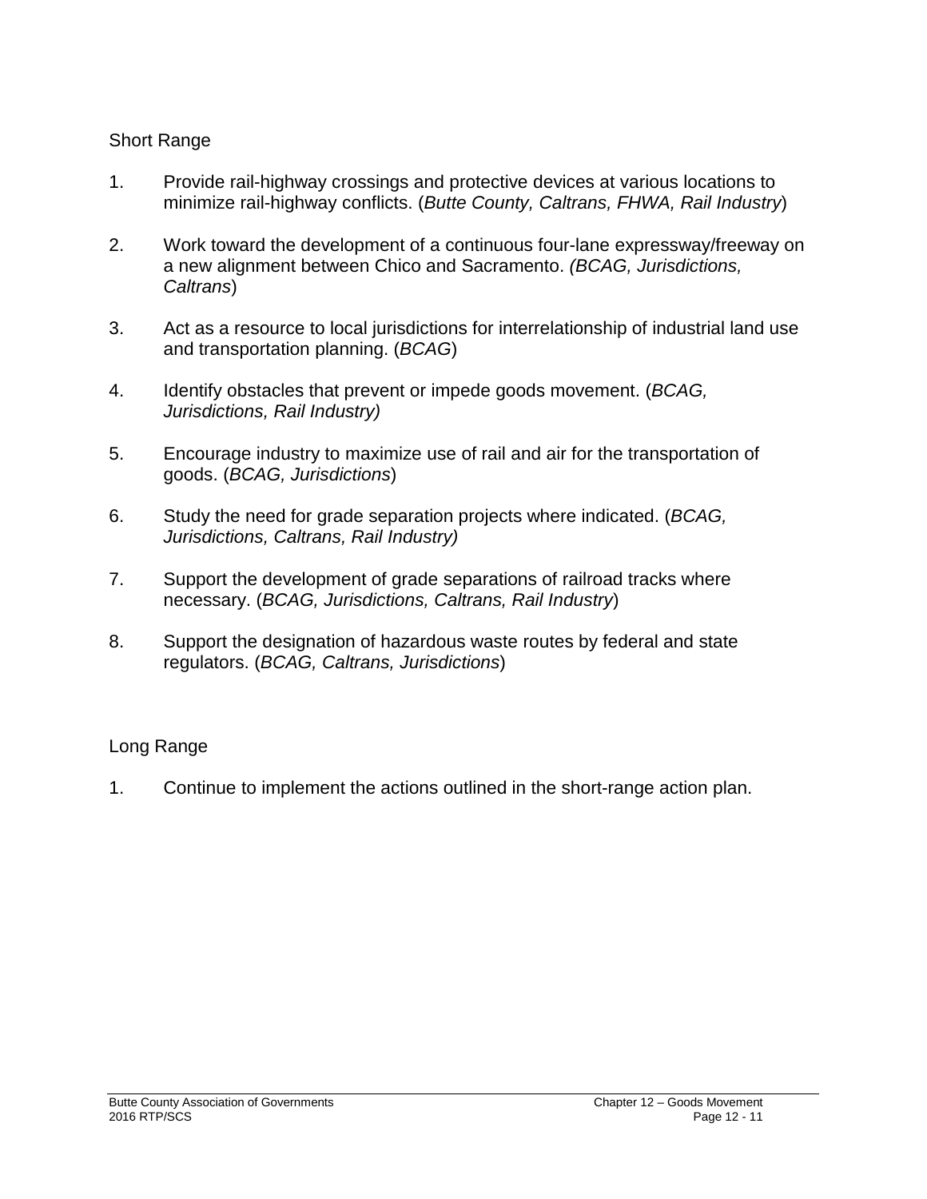Short Range

1. Provide rail-highway crossings and protective devices at various locations to minimize rail-highway conflicts. (*Butte County, Caltrans, FHWA, Rail Industry*)

2. Work toward the development of a continuous four-lane expressway/freeway on a new alignment between Chico and Sacramento. *(BCAG, Jurisdictions, Caltrans*)

3. Act as a resource to local jurisdictions for interrelationship of industrial land use and transportation planning. (*BCAG*)

4. Identify obstacles that prevent or impede goods movement. (*BCAG, Jurisdictions, Rail Industry)*

5. Encourage industry to maximize use of rail and air for the transportation of goods. (*BCAG, Jurisdictions*)

6. Study the need for grade separation projects where indicated. (*BCAG, Jurisdictions, Caltrans, Rail Industry)*

7. Support the development of grade separations of railroad tracks where necessary. (*BCAG, Jurisdictions, Caltrans, Rail Industry*)

8. Support the designation of hazardous waste routes by federal and state regulators. (*BCAG, Caltrans, Jurisdictions*)

Long Range

1. Continue to implement the actions outlined in the short-range action plan.